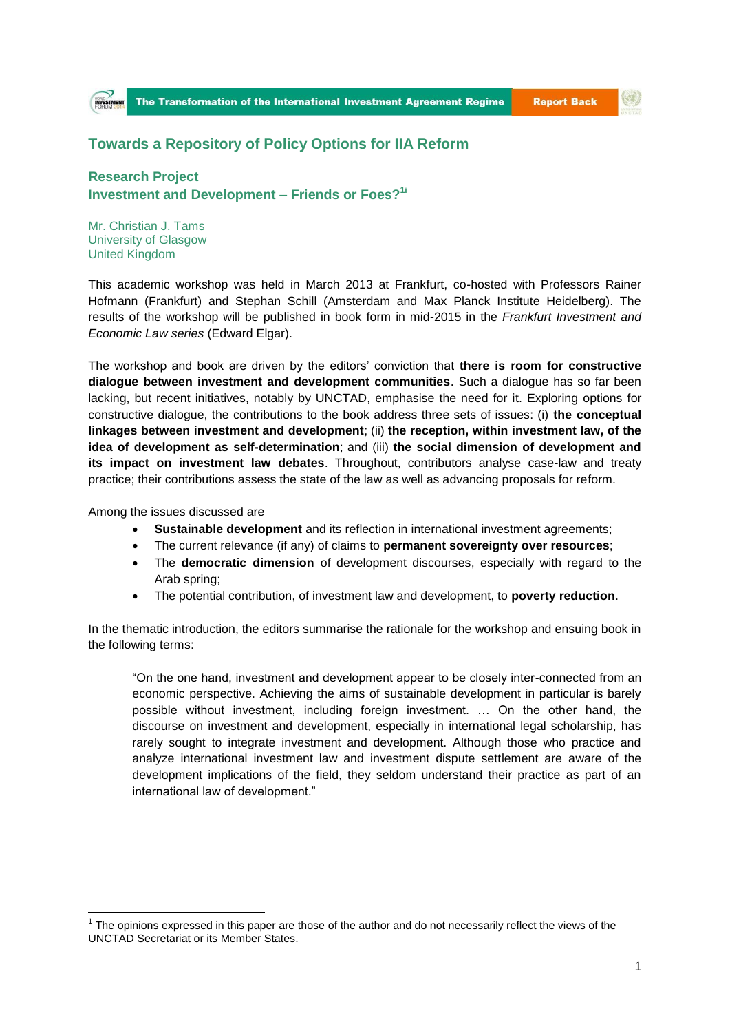# Towards a Repository of Policy Options for IIA Reform

## Research Project
## Investment and Development – Friends or Foes?[1i]

Mr. Christian J. Tams
University of Glasgow
United Kingdom

This academic workshop was held in March 2013 at Frankfurt, co-hosted with Professors Rainer Hofmann (Frankfurt) and Stephan Schill (Amsterdam and Max Planck Institute Heidelberg). The results of the workshop will be published in book form in mid-2015 in the *Frankfurt Investment and Economic Law series* (Edward Elgar).

The workshop and book are driven by the editors' conviction that **there is room for constructive dialogue between investment and development communities**. Such a dialogue has so far been lacking, but recent initiatives, notably by UNCTAD, emphasise the need for it. Exploring options for constructive dialogue, the contributions to the book address three sets of issues: (i) **the conceptual linkages between investment and development**; (ii) **the reception, within investment law, of the idea of development as self-determination**; and (iii) **the social dimension of development and its impact on investment law debates**. Throughout, contributors analyse case-law and treaty practice; their contributions assess the state of the law as well as advancing proposals for reform.

Among the issues discussed are

- **Sustainable development** and its reflection in international investment agreements;
- The current relevance (if any) of claims to **permanent sovereignty over resources**;
- The **democratic dimension** of development discourses, especially with regard to the Arab spring;
- The potential contribution, of investment law and development, to **poverty reduction**.

In the thematic introduction, the editors summarise the rationale for the workshop and ensuing book in the following terms:

> "On the one hand, investment and development appear to be closely inter-connected from an economic perspective. Achieving the aims of sustainable development in particular is barely possible without investment, including foreign investment. … On the other hand, the discourse on investment and development, especially in international legal scholarship, has rarely sought to integrate investment and development. Although those who practice and analyze international investment law and investment dispute settlement are aware of the development implications of the field, they seldom understand their practice as part of an international law of development."

---

[1] The opinions expressed in this paper are those of the author and do not necessarily reflect the views of the UNCTAD Secretariat or its Member States.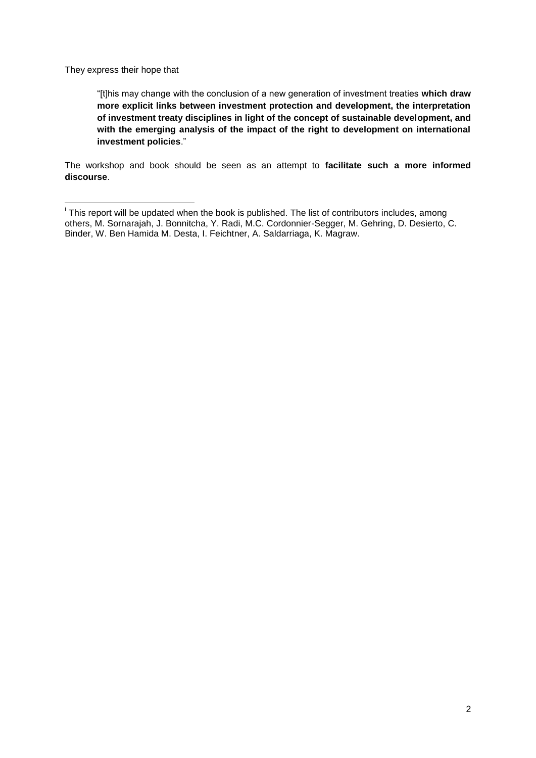They express their hope that

> "[t]his may change with the conclusion of a new generation of investment treaties **which draw more explicit links between investment protection and development, the interpretation of investment treaty disciplines in light of the concept of sustainable development, and with the emerging analysis of the impact of the right to development on international investment policies**."

The workshop and book should be seen as an attempt to **facilitate such a more informed discourse**.

---

[i] This report will be updated when the book is published. The list of contributors includes, among others, M. Sornarajah, J. Bonnitcha, Y. Radi, M.C. Cordonnier-Segger, M. Gehring, D. Desierto, C. Binder, W. Ben Hamida M. Desta, I. Feichtner, A. Saldarriaga, K. Magraw.